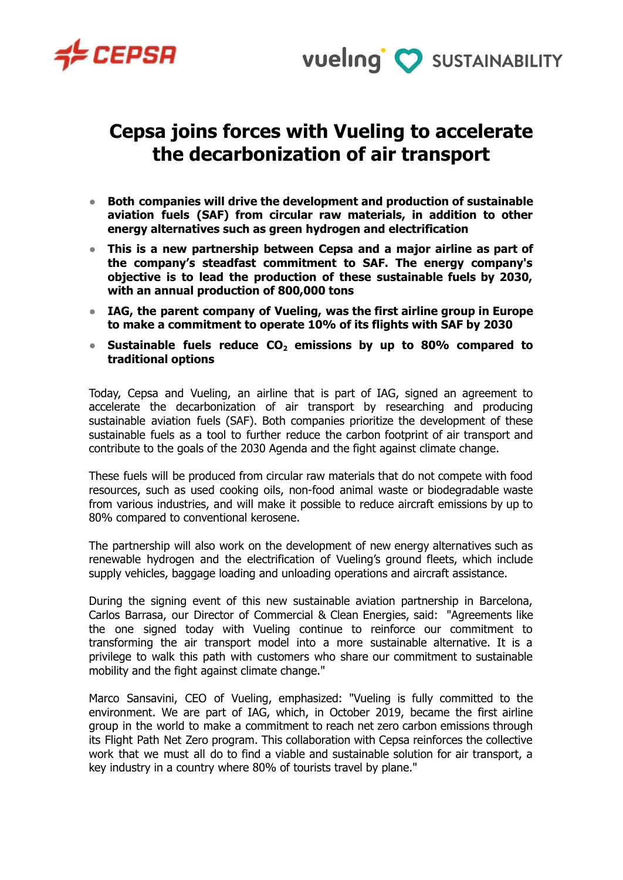CEPSA

vueling SUSTAINABILITY

# Cepsa joins forces with Vueling to accelerate the decarbonization of air transport

- **Both companies will drive the development and production of sustainable aviation fuels (SAF) from circular raw materials, in addition to other energy alternatives such as green hydrogen and electrification**
- **This is a new partnership between Cepsa and a major airline as part of the company's steadfast commitment to SAF. The energy company's objective is to lead the production of these sustainable fuels by 2030, with an annual production of 800,000 tons**
- **IAG, the parent company of Vueling, was the first airline group in Europe to make a commitment to operate 10% of its flights with SAF by 2030**
- **Sustainable fuels reduce $CO_2$ emissions by up to 80% compared to traditional options**

Today, Cepsa and Vueling, an airline that is part of IAG, signed an agreement to accelerate the decarbonization of air transport by researching and producing sustainable aviation fuels (SAF). Both companies prioritize the development of these sustainable fuels as a tool to further reduce the carbon footprint of air transport and contribute to the goals of the 2030 Agenda and the fight against climate change.

These fuels will be produced from circular raw materials that do not compete with food resources, such as used cooking oils, non-food animal waste or biodegradable waste from various industries, and will make it possible to reduce aircraft emissions by up to 80% compared to conventional kerosene.

The partnership will also work on the development of new energy alternatives such as renewable hydrogen and the electrification of Vueling's ground fleets, which include supply vehicles, baggage loading and unloading operations and aircraft assistance.

During the signing event of this new sustainable aviation partnership in Barcelona, Carlos Barrasa, our Director of Commercial & Clean Energies, said: "Agreements like the one signed today with Vueling continue to reinforce our commitment to transforming the air transport model into a more sustainable alternative. It is a privilege to walk this path with customers who share our commitment to sustainable mobility and the fight against climate change."

Marco Sansavini, CEO of Vueling, emphasized: "Vueling is fully committed to the environment. We are part of IAG, which, in October 2019, became the first airline group in the world to make a commitment to reach net zero carbon emissions through its Flight Path Net Zero program. This collaboration with Cepsa reinforces the collective work that we must all do to find a viable and sustainable solution for air transport, a key industry in a country where 80% of tourists travel by plane."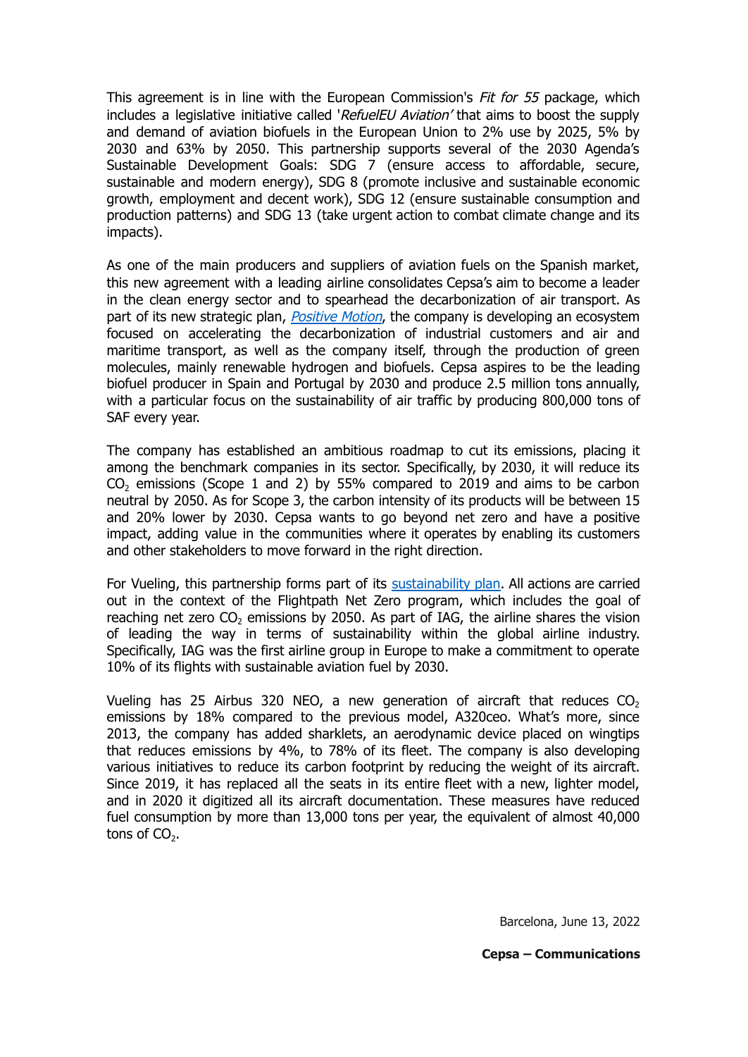This agreement is in line with the European Commission's *Fit for 55* package, which includes a legislative initiative called '*RefuelEU Aviation'* that aims to boost the supply and demand of aviation biofuels in the European Union to 2% use by 2025, 5% by 2030 and 63% by 2050. This partnership supports several of the 2030 Agenda's Sustainable Development Goals: SDG 7 (ensure access to affordable, secure, sustainable and modern energy), SDG 8 (promote inclusive and sustainable economic growth, employment and decent work), SDG 12 (ensure sustainable consumption and production patterns) and SDG 13 (take urgent action to combat climate change and its impacts).

As one of the main producers and suppliers of aviation fuels on the Spanish market, this new agreement with a leading airline consolidates Cepsa's aim to become a leader in the clean energy sector and to spearhead the decarbonization of air transport. As part of its new strategic plan, *Positive Motion*, the company is developing an ecosystem focused on accelerating the decarbonization of industrial customers and air and maritime transport, as well as the company itself, through the production of green molecules, mainly renewable hydrogen and biofuels. Cepsa aspires to be the leading biofuel producer in Spain and Portugal by 2030 and produce 2.5 million tons annually, with a particular focus on the sustainability of air traffic by producing 800,000 tons of SAF every year.

The company has established an ambitious roadmap to cut its emissions, placing it among the benchmark companies in its sector. Specifically, by 2030, it will reduce its $CO_2$ emissions (Scope 1 and 2) by 55% compared to 2019 and aims to be carbon neutral by 2050. As for Scope 3, the carbon intensity of its products will be between 15 and 20% lower by 2030. Cepsa wants to go beyond net zero and have a positive impact, adding value in the communities where it operates by enabling its customers and other stakeholders to move forward in the right direction.

For Vueling, this partnership forms part of its sustainability plan. All actions are carried out in the context of the Flightpath Net Zero program, which includes the goal of reaching net zero $CO_2$ emissions by 2050. As part of IAG, the airline shares the vision of leading the way in terms of sustainability within the global airline industry. Specifically, IAG was the first airline group in Europe to make a commitment to operate 10% of its flights with sustainable aviation fuel by 2030.

Vueling has 25 Airbus 320 NEO, a new generation of aircraft that reduces $CO_2$ emissions by 18% compared to the previous model, A320ceo. What's more, since 2013, the company has added sharklets, an aerodynamic device placed on wingtips that reduces emissions by 4%, to 78% of its fleet. The company is also developing various initiatives to reduce its carbon footprint by reducing the weight of its aircraft. Since 2019, it has replaced all the seats in its entire fleet with a new, lighter model, and in 2020 it digitized all its aircraft documentation. These measures have reduced fuel consumption by more than 13,000 tons per year, the equivalent of almost 40,000 tons of $CO_2$.

Barcelona, June 13, 2022

**Cepsa – Communications**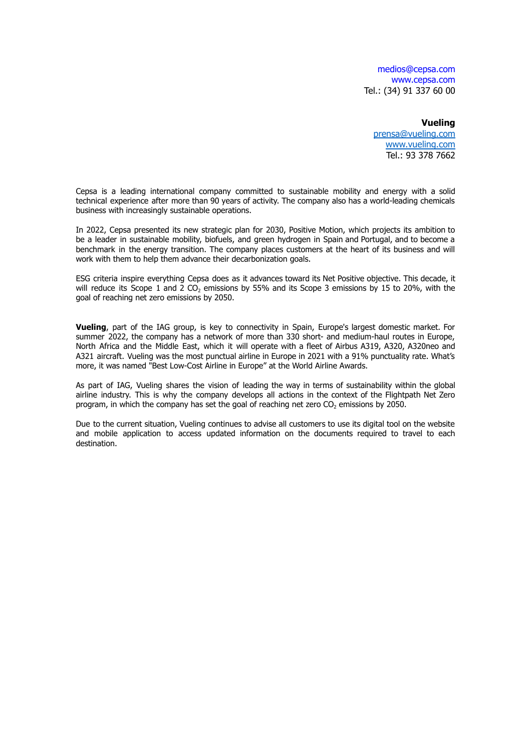medios@cepsa.com
www.cepsa.com
Tel.: (34) 91 337 60 00

**Vueling**
prensa@vueling.com
www.vueling.com
Tel.: 93 378 7662

Cepsa is a leading international company committed to sustainable mobility and energy with a solid technical experience after more than 90 years of activity. The company also has a world-leading chemicals business with increasingly sustainable operations.

In 2022, Cepsa presented its new strategic plan for 2030, Positive Motion, which projects its ambition to be a leader in sustainable mobility, biofuels, and green hydrogen in Spain and Portugal, and to become a benchmark in the energy transition. The company places customers at the heart of its business and will work with them to help them advance their decarbonization goals.

ESG criteria inspire everything Cepsa does as it advances toward its Net Positive objective. This decade, it will reduce its Scope 1 and 2 $CO_2$ emissions by 55% and its Scope 3 emissions by 15 to 20%, with the goal of reaching net zero emissions by 2050.

**Vueling**, part of the IAG group, is key to connectivity in Spain, Europe's largest domestic market. For summer 2022, the company has a network of more than 330 short- and medium-haul routes in Europe, North Africa and the Middle East, which it will operate with a fleet of Airbus A319, A320, A320neo and A321 aircraft. Vueling was the most punctual airline in Europe in 2021 with a 91% punctuality rate. What's more, it was named "Best Low-Cost Airline in Europe" at the World Airline Awards.

As part of IAG, Vueling shares the vision of leading the way in terms of sustainability within the global airline industry. This is why the company develops all actions in the context of the Flightpath Net Zero program, in which the company has set the goal of reaching net zero $CO_2$ emissions by 2050.

Due to the current situation, Vueling continues to advise all customers to use its digital tool on the website and mobile application to access updated information on the documents required to travel to each destination.